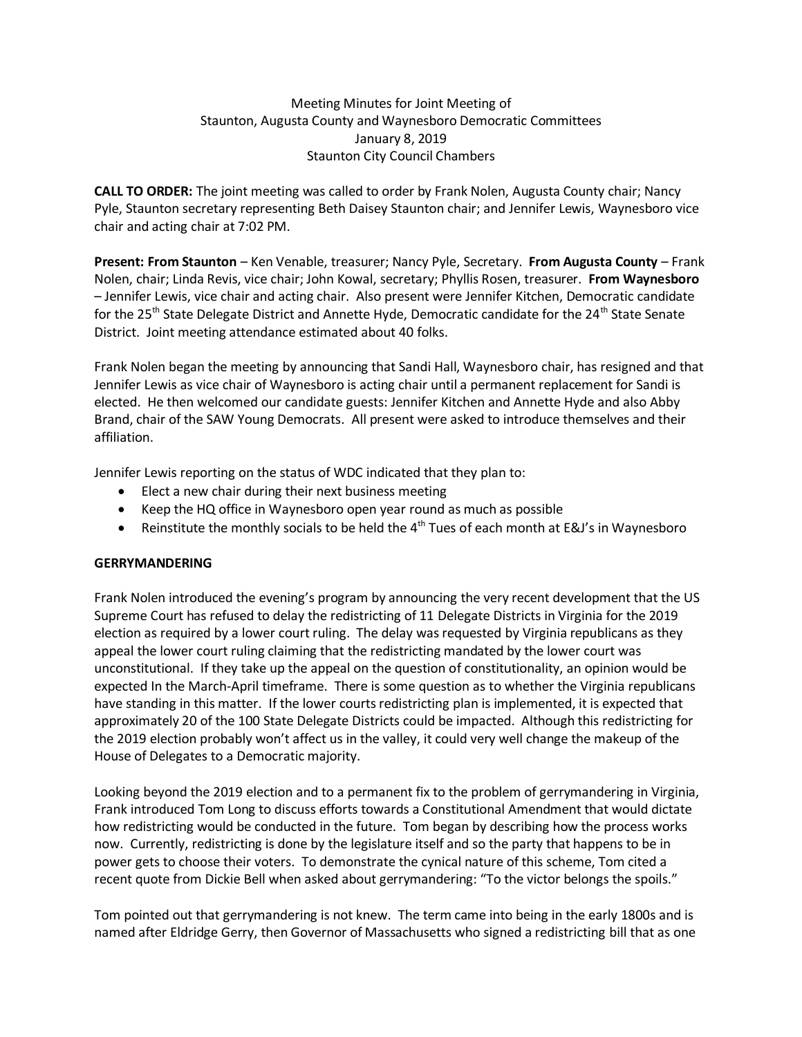Meeting Minutes for Joint Meeting of
Staunton, Augusta County and Waynesboro Democratic Committees
January 8, 2019
Staunton City Council Chambers

**CALL TO ORDER:** The joint meeting was called to order by Frank Nolen, Augusta County chair; Nancy Pyle, Staunton secretary representing Beth Daisey Staunton chair; and Jennifer Lewis, Waynesboro vice chair and acting chair at 7:02 PM.

**Present: From Staunton** – Ken Venable, treasurer; Nancy Pyle, Secretary. **From Augusta County** – Frank Nolen, chair; Linda Revis, vice chair; John Kowal, secretary; Phyllis Rosen, treasurer. **From Waynesboro** – Jennifer Lewis, vice chair and acting chair. Also present were Jennifer Kitchen, Democratic candidate for the 25th State Delegate District and Annette Hyde, Democratic candidate for the 24th State Senate District. Joint meeting attendance estimated about 40 folks.

Frank Nolen began the meeting by announcing that Sandi Hall, Waynesboro chair, has resigned and that Jennifer Lewis as vice chair of Waynesboro is acting chair until a permanent replacement for Sandi is elected. He then welcomed our candidate guests: Jennifer Kitchen and Annette Hyde and also Abby Brand, chair of the SAW Young Democrats. All present were asked to introduce themselves and their affiliation.

Jennifer Lewis reporting on the status of WDC indicated that they plan to:

- Elect a new chair during their next business meeting
- Keep the HQ office in Waynesboro open year round as much as possible
- Reinstitute the monthly socials to be held the 4th Tues of each month at E&J's in Waynesboro

**GERRYMANDERING**

Frank Nolen introduced the evening's program by announcing the very recent development that the US Supreme Court has refused to delay the redistricting of 11 Delegate Districts in Virginia for the 2019 election as required by a lower court ruling. The delay was requested by Virginia republicans as they appeal the lower court ruling claiming that the redistricting mandated by the lower court was unconstitutional. If they take up the appeal on the question of constitutionality, an opinion would be expected In the March-April timeframe. There is some question as to whether the Virginia republicans have standing in this matter. If the lower courts redistricting plan is implemented, it is expected that approximately 20 of the 100 State Delegate Districts could be impacted. Although this redistricting for the 2019 election probably won't affect us in the valley, it could very well change the makeup of the House of Delegates to a Democratic majority.

Looking beyond the 2019 election and to a permanent fix to the problem of gerrymandering in Virginia, Frank introduced Tom Long to discuss efforts towards a Constitutional Amendment that would dictate how redistricting would be conducted in the future. Tom began by describing how the process works now. Currently, redistricting is done by the legislature itself and so the party that happens to be in power gets to choose their voters. To demonstrate the cynical nature of this scheme, Tom cited a recent quote from Dickie Bell when asked about gerrymandering: "To the victor belongs the spoils."

Tom pointed out that gerrymandering is not knew. The term came into being in the early 1800s and is named after Eldridge Gerry, then Governor of Massachusetts who signed a redistricting bill that as one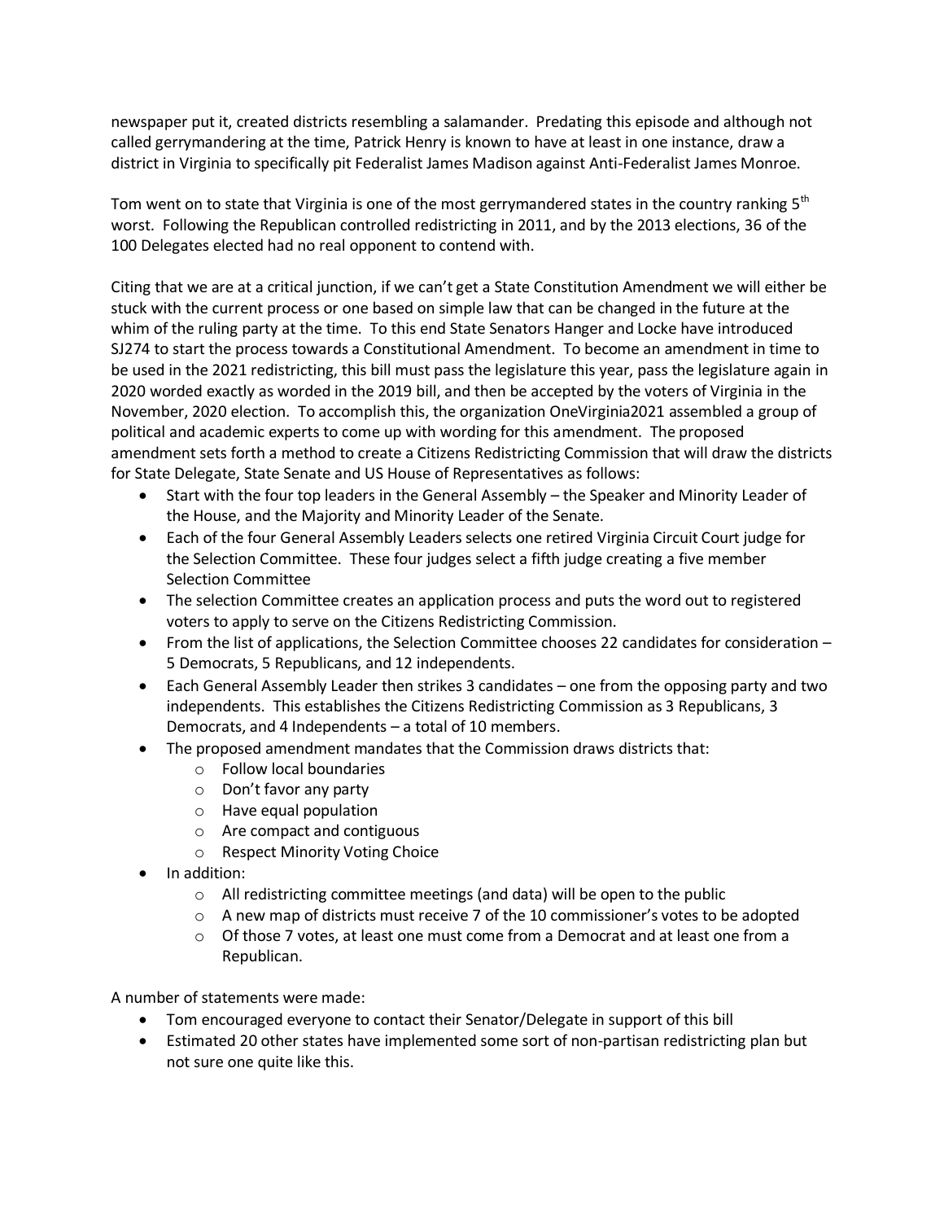newspaper put it, created districts resembling a salamander. Predating this episode and although not called gerrymandering at the time, Patrick Henry is known to have at least in one instance, draw a district in Virginia to specifically pit Federalist James Madison against Anti-Federalist James Monroe.

Tom went on to state that Virginia is one of the most gerrymandered states in the country ranking 5th worst. Following the Republican controlled redistricting in 2011, and by the 2013 elections, 36 of the 100 Delegates elected had no real opponent to contend with.

Citing that we are at a critical junction, if we can't get a State Constitution Amendment we will either be stuck with the current process or one based on simple law that can be changed in the future at the whim of the ruling party at the time. To this end State Senators Hanger and Locke have introduced SJ274 to start the process towards a Constitutional Amendment. To become an amendment in time to be used in the 2021 redistricting, this bill must pass the legislature this year, pass the legislature again in 2020 worded exactly as worded in the 2019 bill, and then be accepted by the voters of Virginia in the November, 2020 election. To accomplish this, the organization OneVirginia2021 assembled a group of political and academic experts to come up with wording for this amendment. The proposed amendment sets forth a method to create a Citizens Redistricting Commission that will draw the districts for State Delegate, State Senate and US House of Representatives as follows:

- Start with the four top leaders in the General Assembly – the Speaker and Minority Leader of the House, and the Majority and Minority Leader of the Senate.
- Each of the four General Assembly Leaders selects one retired Virginia Circuit Court judge for the Selection Committee. These four judges select a fifth judge creating a five member Selection Committee
- The selection Committee creates an application process and puts the word out to registered voters to apply to serve on the Citizens Redistricting Commission.
- From the list of applications, the Selection Committee chooses 22 candidates for consideration – 5 Democrats, 5 Republicans, and 12 independents.
- Each General Assembly Leader then strikes 3 candidates – one from the opposing party and two independents. This establishes the Citizens Redistricting Commission as 3 Republicans, 3 Democrats, and 4 Independents – a total of 10 members.
- The proposed amendment mandates that the Commission draws districts that:
  - Follow local boundaries
  - Don't favor any party
  - Have equal population
  - Are compact and contiguous
  - Respect Minority Voting Choice
- In addition:
  - All redistricting committee meetings (and data) will be open to the public
  - A new map of districts must receive 7 of the 10 commissioner's votes to be adopted
  - Of those 7 votes, at least one must come from a Democrat and at least one from a Republican.

A number of statements were made:

- Tom encouraged everyone to contact their Senator/Delegate in support of this bill
- Estimated 20 other states have implemented some sort of non-partisan redistricting plan but not sure one quite like this.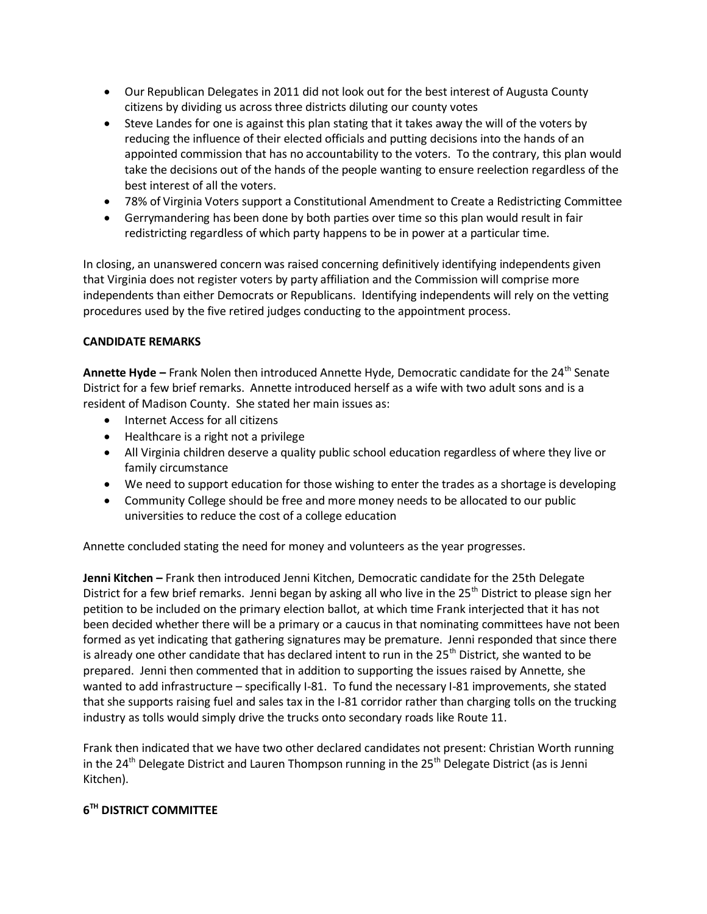- Our Republican Delegates in 2011 did not look out for the best interest of Augusta County citizens by dividing us across three districts diluting our county votes
- Steve Landes for one is against this plan stating that it takes away the will of the voters by reducing the influence of their elected officials and putting decisions into the hands of an appointed commission that has no accountability to the voters. To the contrary, this plan would take the decisions out of the hands of the people wanting to ensure reelection regardless of the best interest of all the voters.
- 78% of Virginia Voters support a Constitutional Amendment to Create a Redistricting Committee
- Gerrymandering has been done by both parties over time so this plan would result in fair redistricting regardless of which party happens to be in power at a particular time.

In closing, an unanswered concern was raised concerning definitively identifying independents given that Virginia does not register voters by party affiliation and the Commission will comprise more independents than either Democrats or Republicans. Identifying independents will rely on the vetting procedures used by the five retired judges conducting to the appointment process.

**CANDIDATE REMARKS**

**Annette Hyde –** Frank Nolen then introduced Annette Hyde, Democratic candidate for the 24th Senate District for a few brief remarks. Annette introduced herself as a wife with two adult sons and is a resident of Madison County. She stated her main issues as:

- Internet Access for all citizens
- Healthcare is a right not a privilege
- All Virginia children deserve a quality public school education regardless of where they live or family circumstance
- We need to support education for those wishing to enter the trades as a shortage is developing
- Community College should be free and more money needs to be allocated to our public universities to reduce the cost of a college education

Annette concluded stating the need for money and volunteers as the year progresses.

**Jenni Kitchen –** Frank then introduced Jenni Kitchen, Democratic candidate for the 25th Delegate District for a few brief remarks. Jenni began by asking all who live in the 25th District to please sign her petition to be included on the primary election ballot, at which time Frank interjected that it has not been decided whether there will be a primary or a caucus in that nominating committees have not been formed as yet indicating that gathering signatures may be premature. Jenni responded that since there is already one other candidate that has declared intent to run in the 25th District, she wanted to be prepared. Jenni then commented that in addition to supporting the issues raised by Annette, she wanted to add infrastructure – specifically I-81. To fund the necessary I-81 improvements, she stated that she supports raising fuel and sales tax in the I-81 corridor rather than charging tolls on the trucking industry as tolls would simply drive the trucks onto secondary roads like Route 11.

Frank then indicated that we have two other declared candidates not present: Christian Worth running in the 24th Delegate District and Lauren Thompson running in the 25th Delegate District (as is Jenni Kitchen).

**6TH DISTRICT COMMITTEE**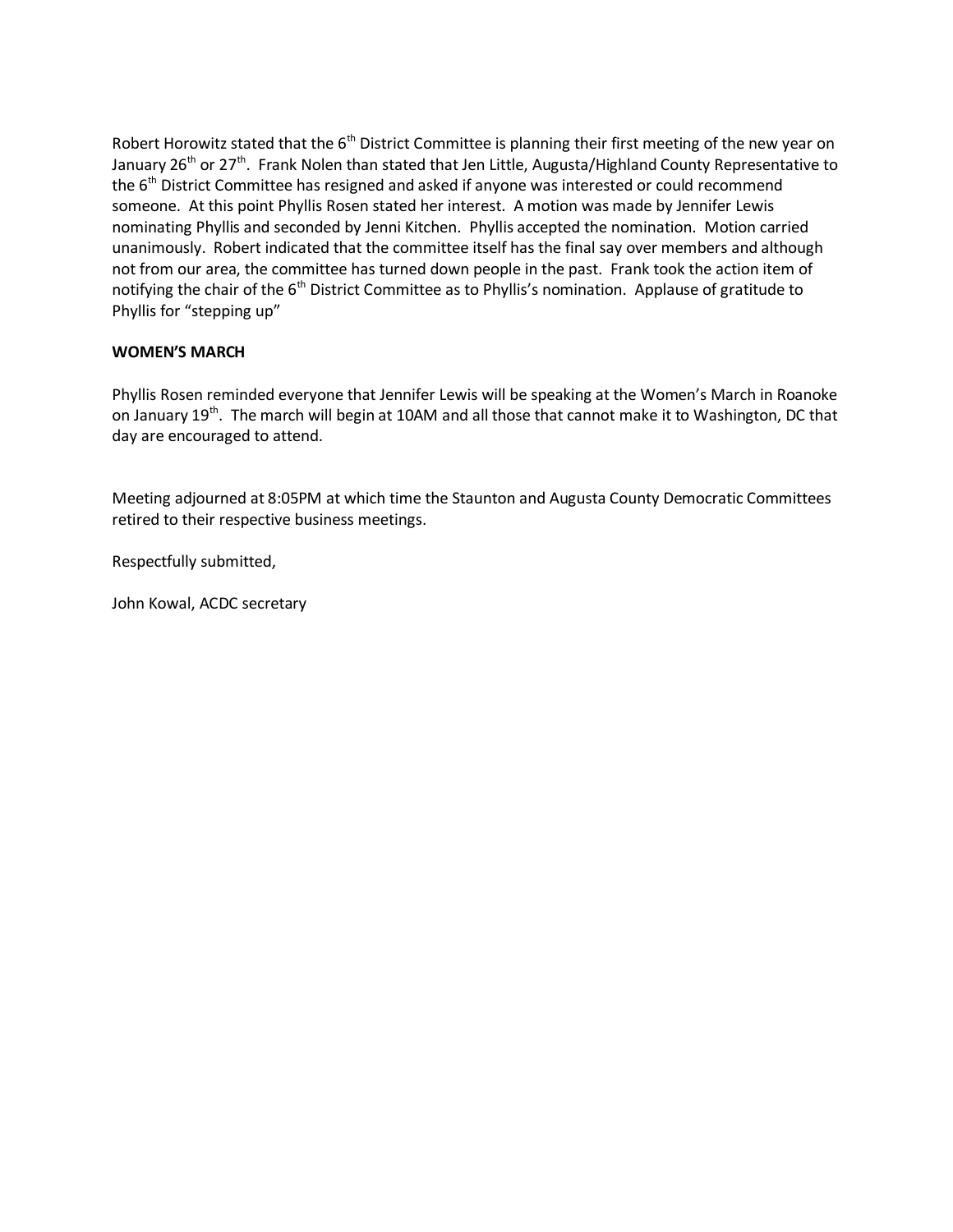Robert Horowitz stated that the 6th District Committee is planning their first meeting of the new year on January 26th or 27th. Frank Nolen than stated that Jen Little, Augusta/Highland County Representative to the 6th District Committee has resigned and asked if anyone was interested or could recommend someone. At this point Phyllis Rosen stated her interest. A motion was made by Jennifer Lewis nominating Phyllis and seconded by Jenni Kitchen. Phyllis accepted the nomination. Motion carried unanimously. Robert indicated that the committee itself has the final say over members and although not from our area, the committee has turned down people in the past. Frank took the action item of notifying the chair of the 6th District Committee as to Phyllis's nomination. Applause of gratitude to Phyllis for "stepping up"

**WOMEN'S MARCH**

Phyllis Rosen reminded everyone that Jennifer Lewis will be speaking at the Women's March in Roanoke on January 19th. The march will begin at 10AM and all those that cannot make it to Washington, DC that day are encouraged to attend.

Meeting adjourned at 8:05PM at which time the Staunton and Augusta County Democratic Committees retired to their respective business meetings.

Respectfully submitted,

John Kowal, ACDC secretary